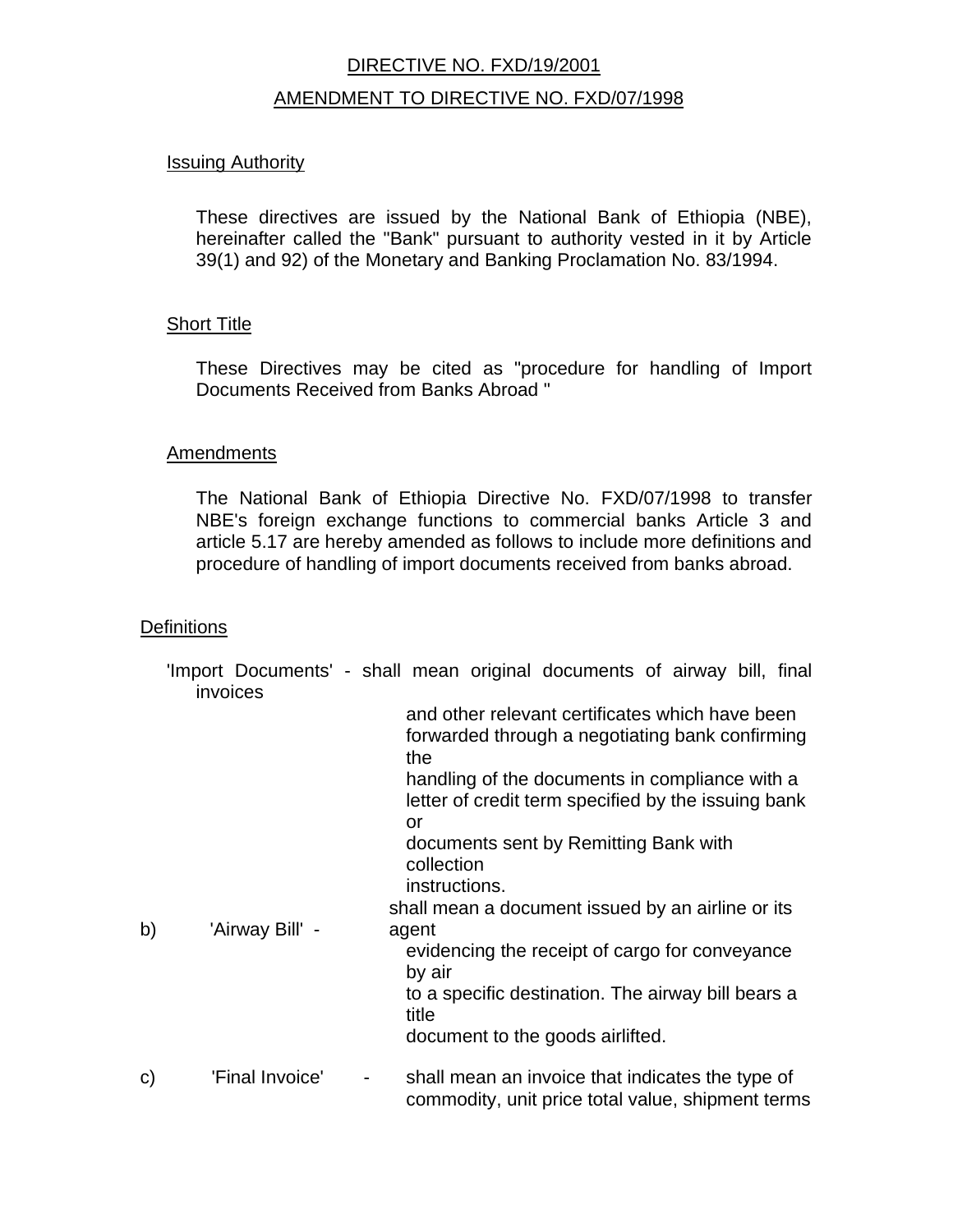# DIRECTIVE NO. FXD/19/2001

## AMENDMENT TO DIRECTIVE NO. FXD/07/1998

### Issuing Authority

These directives are issued by the National Bank of Ethiopia (NBE), hereinafter called the "Bank" pursuant to authority vested in it by Article 39(1) and 92) of the Monetary and Banking Proclamation No. 83/1994.

### Short Title

These Directives may be cited as "procedure for handling of Import Documents Received from Banks Abroad "

### Amendments

The National Bank of Ethiopia Directive No. FXD/07/1998 to transfer NBE's foreign exchange functions to commercial banks Article 3 and article 5.17 are hereby amended as follows to include more definitions and procedure of handling of import documents received from banks abroad.

### Definitions

'Import Documents' - shall mean original documents of airway bill, final invoices and other relevant certificates which have been forwarded through a negotiating bank confirming the handling of the documents in compliance with a letter of credit term specified by the issuing bank or documents sent by Remitting Bank with collection instructions.

b) 'Airway Bill' - shall mean a document issued by an airline or its agent evidencing the receipt of cargo for conveyance by air to a specific destination. The airway bill bears a title document to the goods airlifted.

c) 'Final Invoice' - shall mean an invoice that indicates the type of commodity, unit price total value, shipment terms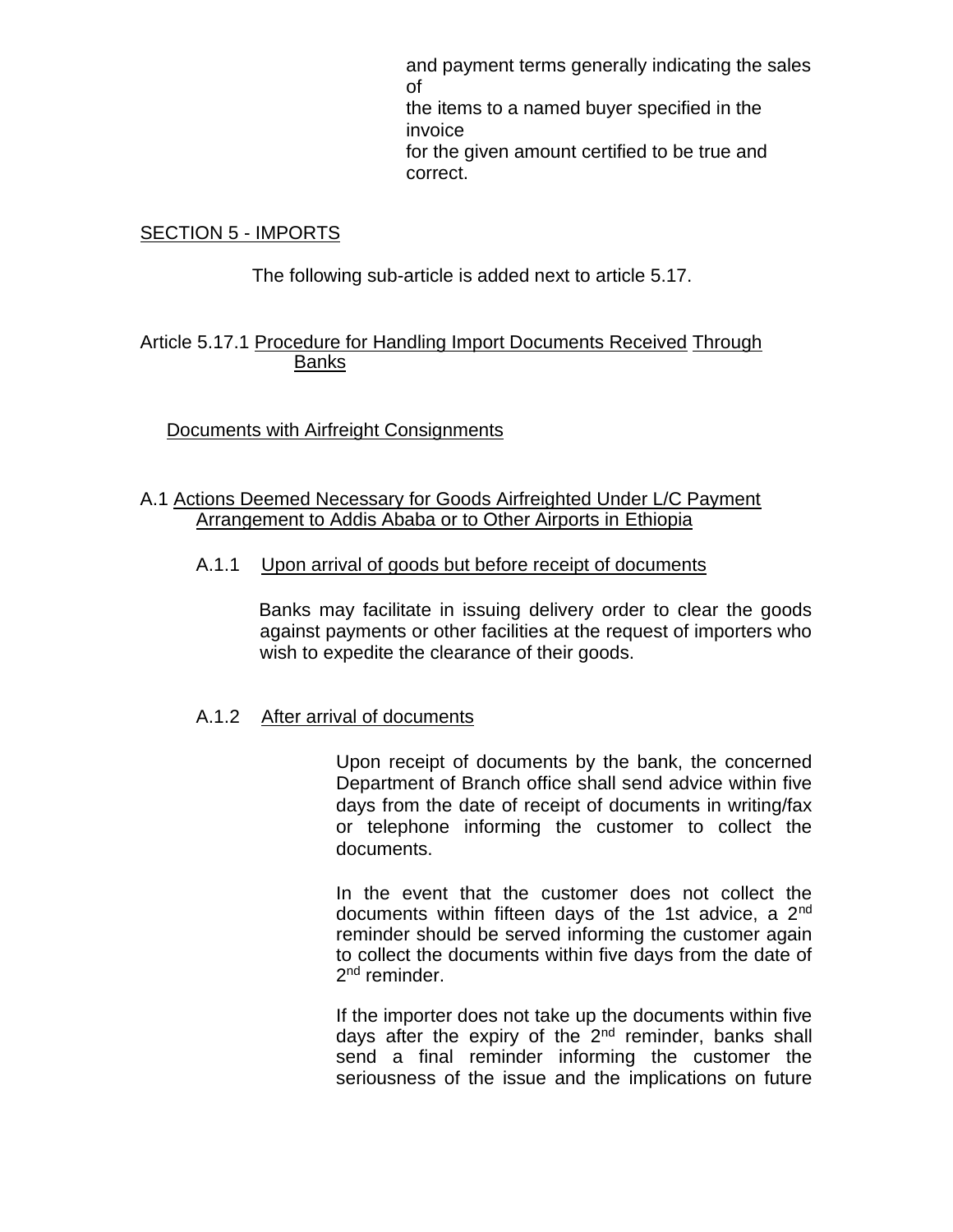and payment terms generally indicating the sales of the items to a named buyer specified in the invoice for the given amount certified to be true and correct.

## SECTION 5 - IMPORTS

The following sub-article is added next to article 5.17.

### Article 5.17.1 Procedure for Handling Import Documents Received Through Banks

#### Documents with Airfreight Consignments

#### A.1 Actions Deemed Necessary for Goods Airfreighted Under L/C Payment Arrangement to Addis Ababa or to Other Airports in Ethiopia

##### A.1.1 Upon arrival of goods but before receipt of documents

Banks may facilitate in issuing delivery order to clear the goods against payments or other facilities at the request of importers who wish to expedite the clearance of their goods.

##### A.1.2 After arrival of documents

Upon receipt of documents by the bank, the concerned Department of Branch office shall send advice within five days from the date of receipt of documents in writing/fax or telephone informing the customer to collect the documents.

In the event that the customer does not collect the documents within fifteen days of the 1st advice, a 2nd reminder should be served informing the customer again to collect the documents within five days from the date of 2nd reminder.

If the importer does not take up the documents within five days after the expiry of the 2nd reminder, banks shall send a final reminder informing the customer the seriousness of the issue and the implications on future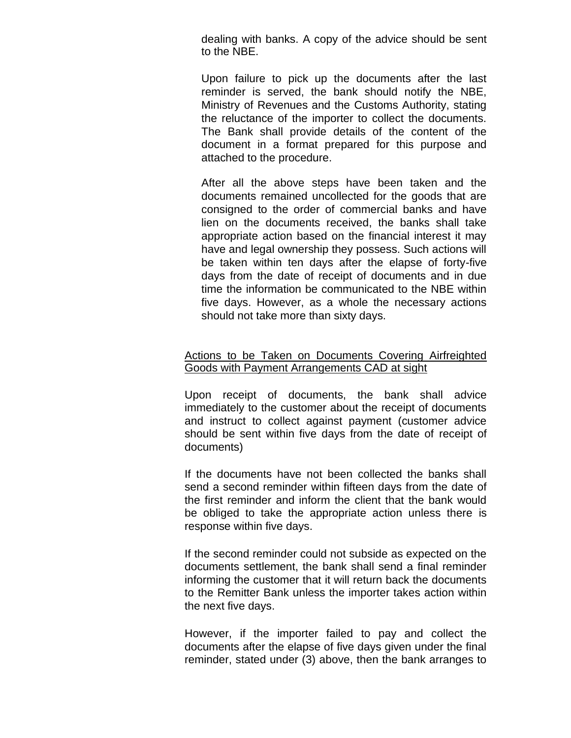dealing with banks. A copy of the advice should be sent to the NBE.

Upon failure to pick up the documents after the last reminder is served, the bank should notify the NBE, Ministry of Revenues and the Customs Authority, stating the reluctance of the importer to collect the documents. The Bank shall provide details of the content of the document in a format prepared for this purpose and attached to the procedure.

After all the above steps have been taken and the documents remained uncollected for the goods that are consigned to the order of commercial banks and have lien on the documents received, the banks shall take appropriate action based on the financial interest it may have and legal ownership they possess. Such actions will be taken within ten days after the elapse of forty-five days from the date of receipt of documents and in due time the information be communicated to the NBE within five days. However, as a whole the necessary actions should not take more than sixty days.

<u>Actions to be Taken on Documents Covering Airfreighted Goods with Payment Arrangements CAD at sight</u>

Upon receipt of documents, the bank shall advice immediately to the customer about the receipt of documents and instruct to collect against payment (customer advice should be sent within five days from the date of receipt of documents)

If the documents have not been collected the banks shall send a second reminder within fifteen days from the date of the first reminder and inform the client that the bank would be obliged to take the appropriate action unless there is response within five days.

If the second reminder could not subside as expected on the documents settlement, the bank shall send a final reminder informing the customer that it will return back the documents to the Remitter Bank unless the importer takes action within the next five days.

However, if the importer failed to pay and collect the documents after the elapse of five days given under the final reminder, stated under (3) above, then the bank arranges to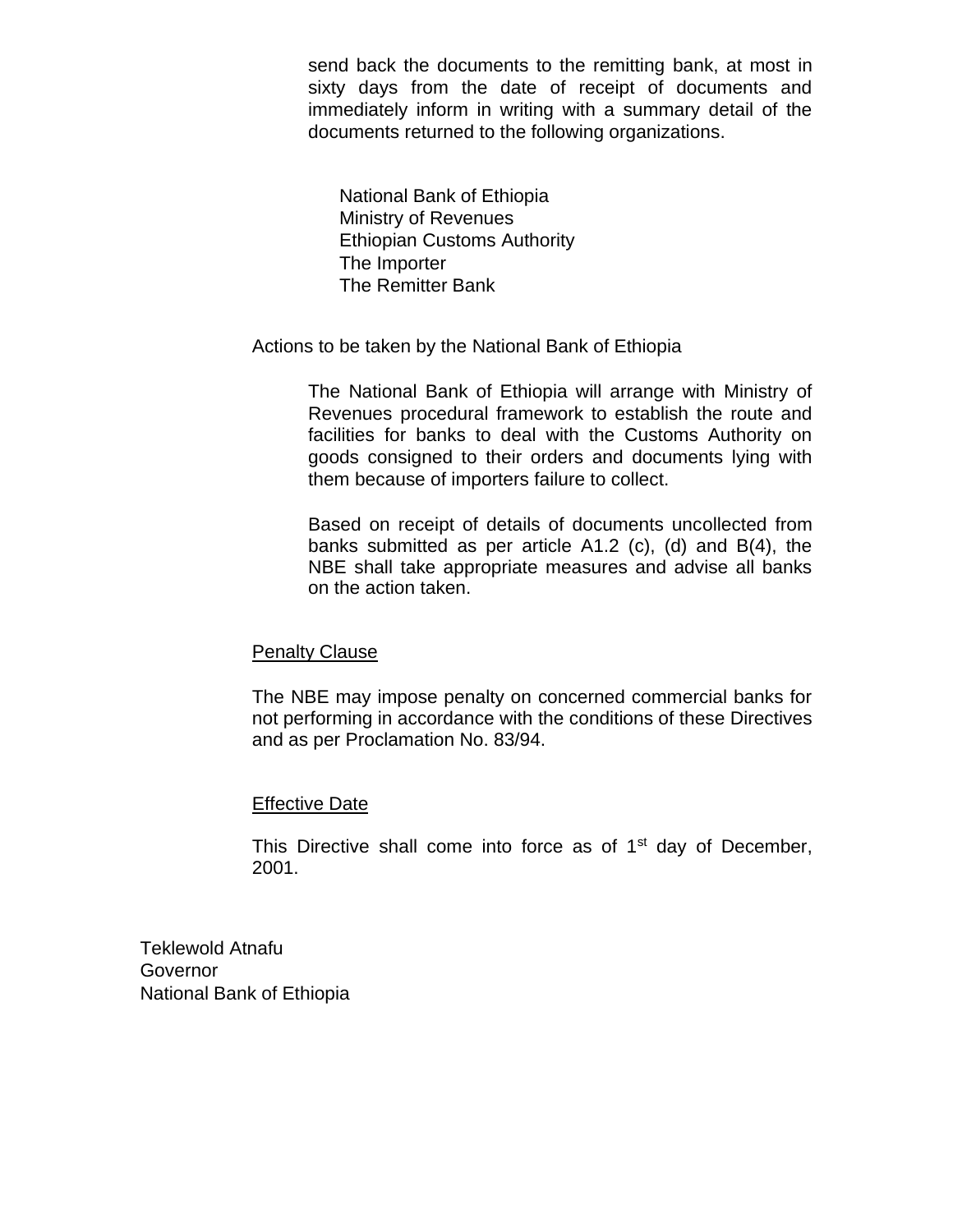send back the documents to the remitting bank, at most in sixty days from the date of receipt of documents and immediately inform in writing with a summary detail of the documents returned to the following organizations.

- National Bank of Ethiopia
- Ministry of Revenues
- Ethiopian Customs Authority
- The Importer
- The Remitter Bank

Actions to be taken by the National Bank of Ethiopia

The National Bank of Ethiopia will arrange with Ministry of Revenues procedural framework to establish the route and facilities for banks to deal with the Customs Authority on goods consigned to their orders and documents lying with them because of importers failure to collect.

Based on receipt of details of documents uncollected from banks submitted as per article A1.2 (c), (d) and B(4), the NBE shall take appropriate measures and advise all banks on the action taken.

<u>Penalty Clause</u>

The NBE may impose penalty on concerned commercial banks for not performing in accordance with the conditions of these Directives and as per Proclamation No. 83/94.

<u>Effective Date</u>

This Directive shall come into force as of 1st day of December, 2001.

Teklewold Atnafu
Governor
National Bank of Ethiopia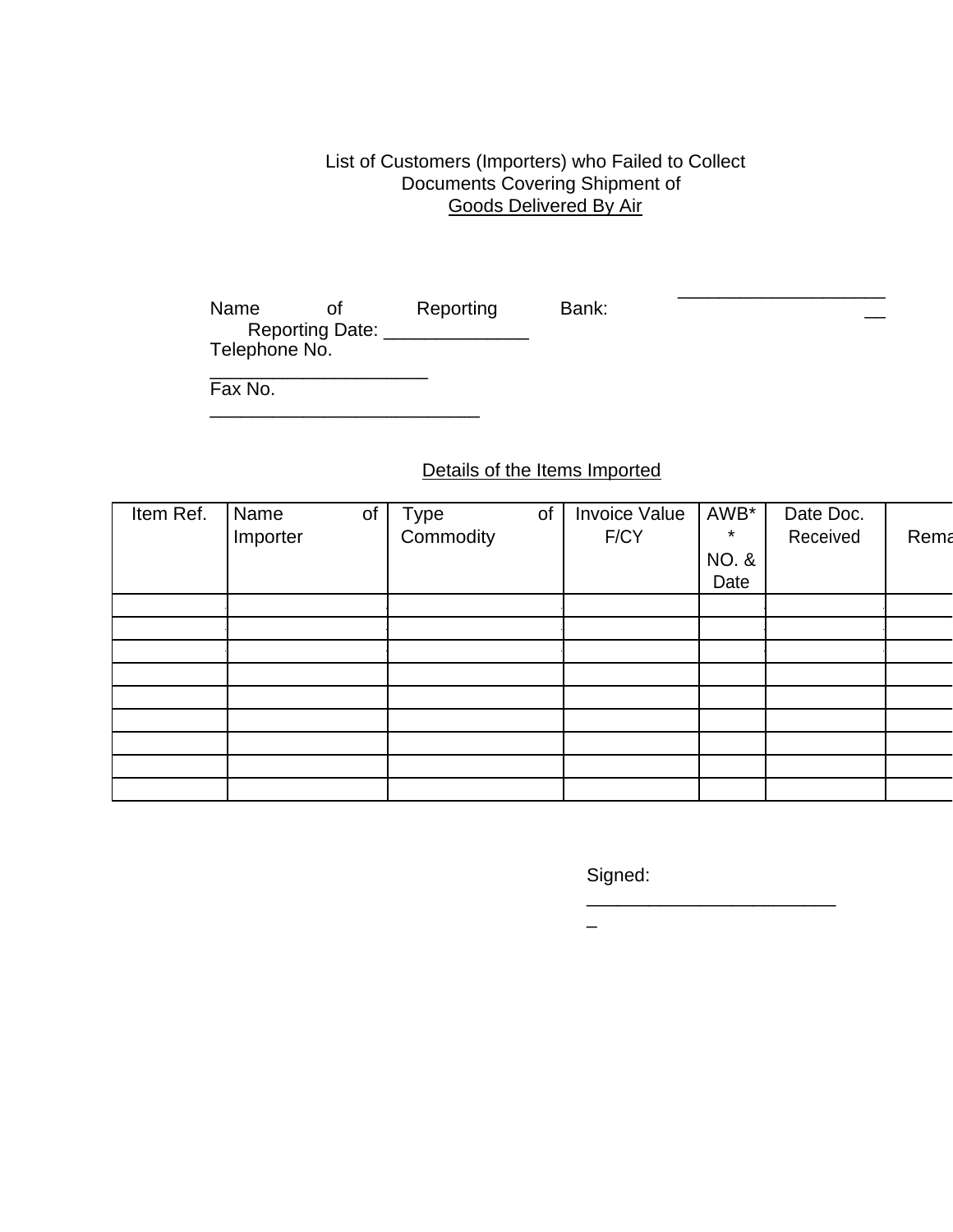List of Customers (Importers) who Failed to Collect
Documents Covering Shipment of
<u>Goods Delivered By Air</u>

Name of Reporting Bank: ______________________
Reporting Date: ______________
Telephone No. _____________________
Fax No. __________________________

<u>Details of the Items Imported</u>

| Item Ref. | Name of Importer | Type of Commodity | Invoice Value F/CY | AWB** NO. & Date | Date Doc. Received | Rema |
|---|---|---|---|---|---|---|
| | | | | | | |
| | | | | | | |
| | | | | | | |
| | | | | | | |
| | | | | | | |
| | | | | | | |
| | | | | | | |
| | | | | | | |
| | | | | | | |

Signed: _________________________